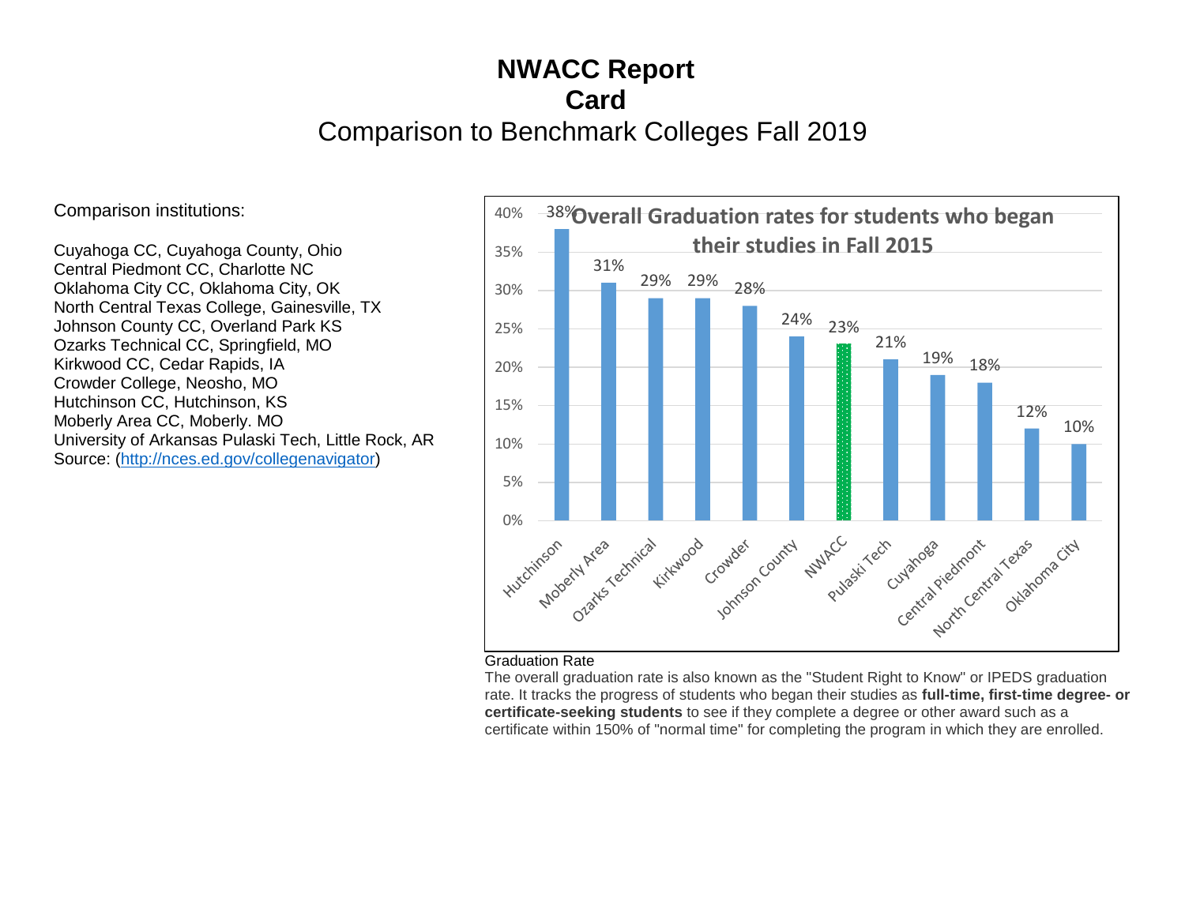# NWACC Report Card

## Comparison to Benchmark Colleges Fall 2019

Comparison institutions:

Cuyahoga CC, Cuyahoga County, Ohio
Central Piedmont CC, Charlotte NC
Oklahoma City CC, Oklahoma City, OK
North Central Texas College, Gainesville, TX
Johnson County CC, Overland Park KS
Ozarks Technical CC, Springfield, MO
Kirkwood CC, Cedar Rapids, IA
Crowder College, Neosho, MO
Hutchinson CC, Hutchinson, KS
Moberly Area CC, Moberly. MO
University of Arkansas Pulaski Tech, Little Rock, AR
Source: (http://nces.ed.gov/collegenavigator)

**Overall Graduation rates for students who began their studies in Fall 2015**

| Institution | Graduation Rate |
|---|---|
| Hutchinson | 38% |
| Moberly Area | 31% |
| Ozarks Technical | 29% |
| Kirkwood | 29% |
| Crowder | 28% |
| Johnson County | 24% |
| NWACC | 23% |
| Pulaski Tech | 21% |
| Cuyahoga | 19% |
| Central Piedmont | 18% |
| North Central Texas | 12% |
| Oklahoma City | 10% |

Graduation Rate
The overall graduation rate is also known as the "Student Right to Know" or IPEDS graduation rate. It tracks the progress of students who began their studies as **full-time, first-time degree- or certificate-seeking students** to see if they complete a degree or other award such as a certificate within 150% of "normal time" for completing the program in which they are enrolled.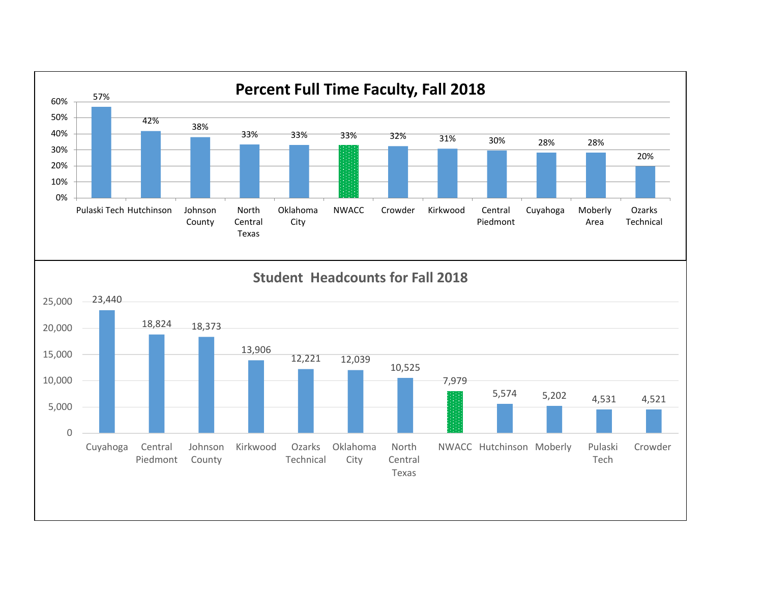## Percent Full Time Faculty, Fall 2018

| Institution | Percent Full Time Faculty |
|---|---|
| Pulaski Tech | 57% |
| Hutchinson | 42% |
| Johnson County | 38% |
| North Central Texas | 33% |
| Oklahoma City | 33% |
| NWACC | 33% |
| Crowder | 32% |
| Kirkwood | 31% |
| Central Piedmont | 30% |
| Cuyahoga | 28% |
| Moberly Area | 28% |
| Ozarks Technical | 20% |

## Student Headcounts for Fall 2018

| Institution | Student Headcount |
|---|---|
| Cuyahoga | 23,440 |
| Central Piedmont | 18,824 |
| Johnson County | 18,373 |
| Kirkwood | 13,906 |
| Ozarks Technical | 12,221 |
| Oklahoma City | 12,039 |
| North Central Texas | 10,525 |
| NWACC | 7,979 |
| Hutchinson | 5,574 |
| Moberly | 5,202 |
| Pulaski Tech | 4,531 |
| Crowder | 4,521 |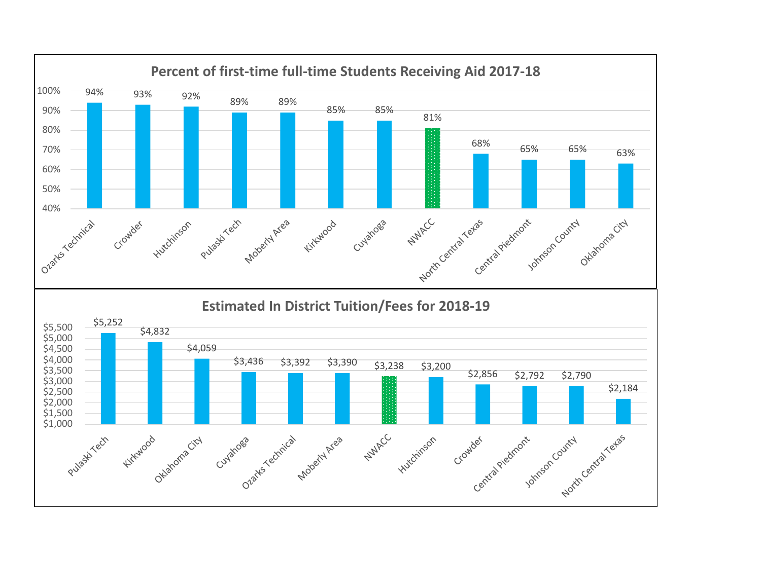## Percent of first-time full-time Students Receiving Aid 2017-18

| Institution | Percent |
|---|---|
| Ozarks Technical | 94% |
| Crowder | 93% |
| Hutchinson | 92% |
| Pulaski Tech | 89% |
| Moberly Area | 89% |
| Kirkwood | 85% |
| Cuyahoga | 85% |
| NWACC | 81% |
| North Central Texas | 68% |
| Central Piedmont | 65% |
| Johnson County | 65% |
| Oklahoma City | 63% |

## Estimated In District Tuition/Fees for 2018-19

| Institution | Tuition/Fees |
|---|---|
| Pulaski Tech | $5,252 |
| Kirkwood | $4,832 |
| Oklahoma City | $4,059 |
| Cuyahoga | $3,436 |
| Ozarks Technical | $3,392 |
| Moberly Area | $3,390 |
| NWACC | $3,238 |
| Hutchinson | $3,200 |
| Crowder | $2,856 |
| Central Piedmont | $2,792 |
| Johnson County | $2,790 |
| North Central Texas | $2,184 |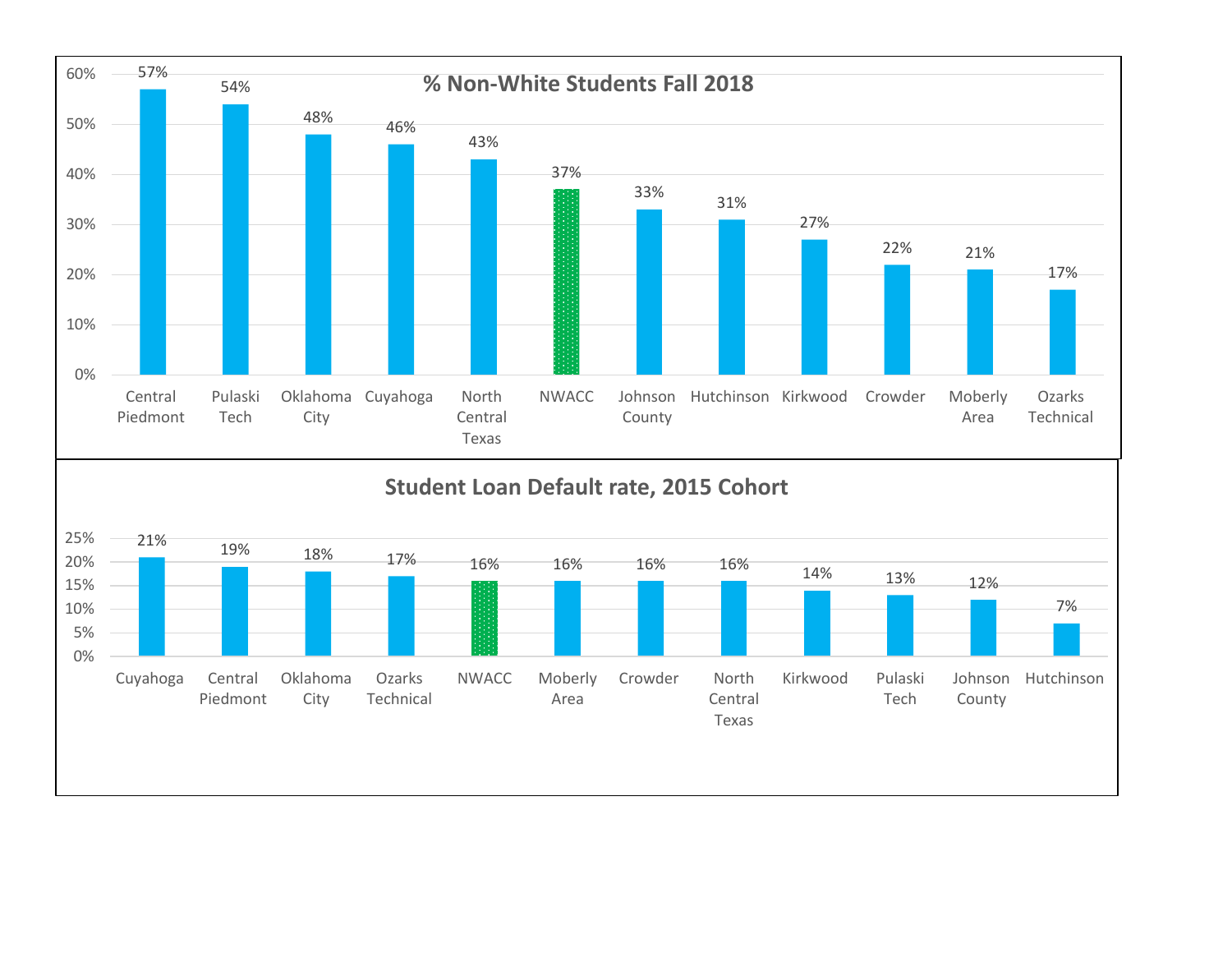% Non-White Students Fall 2018

60%
50%
40%
30%
20%
10%
0%

57%
54%
48%
46%
43%
37%
33%
31%
27%
22%
21%
17%

Central Piedmont
Pulaski Tech
Oklahoma City
Cuyahoga
North Central Texas
NWACC
Johnson County
Hutchinson
Kirkwood
Crowder
Moberly Area
Ozarks Technical

Student Loan Default rate, 2015 Cohort

25%
20%
15%
10%
5%
0%

21%
19%
18%
17%
16%
16%
16%
16%
14%
13%
12%
7%

Cuyahoga
Central Piedmont
Oklahoma City
Ozarks Technical
NWACC
Moberly Area
Crowder
North Central Texas
Kirkwood
Pulaski Tech
Johnson County
Hutchinson